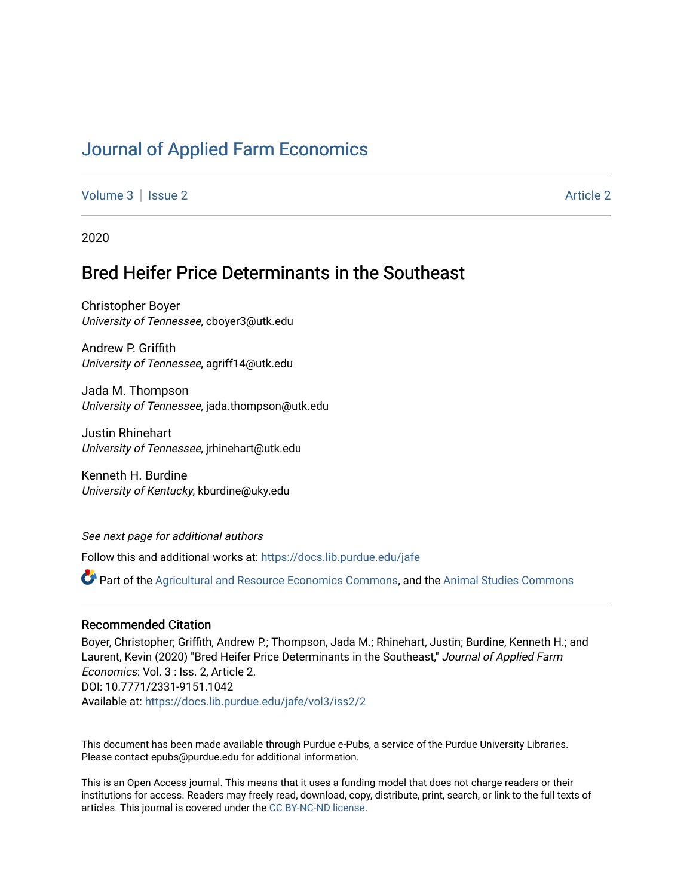# Journal of Applied Farm Economics

Volume 3 | Issue 2 Article 2

2020

## Bred Heifer Price Determinants in the Southeast

Christopher Boyer
*University of Tennessee*, cboyer3@utk.edu

Andrew P. Griffith
*University of Tennessee*, agriff14@utk.edu

Jada M. Thompson
*University of Tennessee*, jada.thompson@utk.edu

Justin Rhinehart
*University of Tennessee*, jrhinehart@utk.edu

Kenneth H. Burdine
*University of Kentucky*, kburdine@uky.edu

*See next page for additional authors*

Follow this and additional works at: https://docs.lib.purdue.edu/jafe

Part of the Agricultural and Resource Economics Commons, and the Animal Studies Commons

### Recommended Citation

Boyer, Christopher; Griffith, Andrew P.; Thompson, Jada M.; Rhinehart, Justin; Burdine, Kenneth H.; and Laurent, Kevin (2020) "Bred Heifer Price Determinants in the Southeast," *Journal of Applied Farm Economics*: Vol. 3 : Iss. 2, Article 2.
DOI: 10.7771/2331-9151.1042
Available at: https://docs.lib.purdue.edu/jafe/vol3/iss2/2

This document has been made available through Purdue e-Pubs, a service of the Purdue University Libraries. Please contact epubs@purdue.edu for additional information.

This is an Open Access journal. This means that it uses a funding model that does not charge readers or their institutions for access. Readers may freely read, download, copy, distribute, print, search, or link to the full texts of articles. This journal is covered under the CC BY-NC-ND license.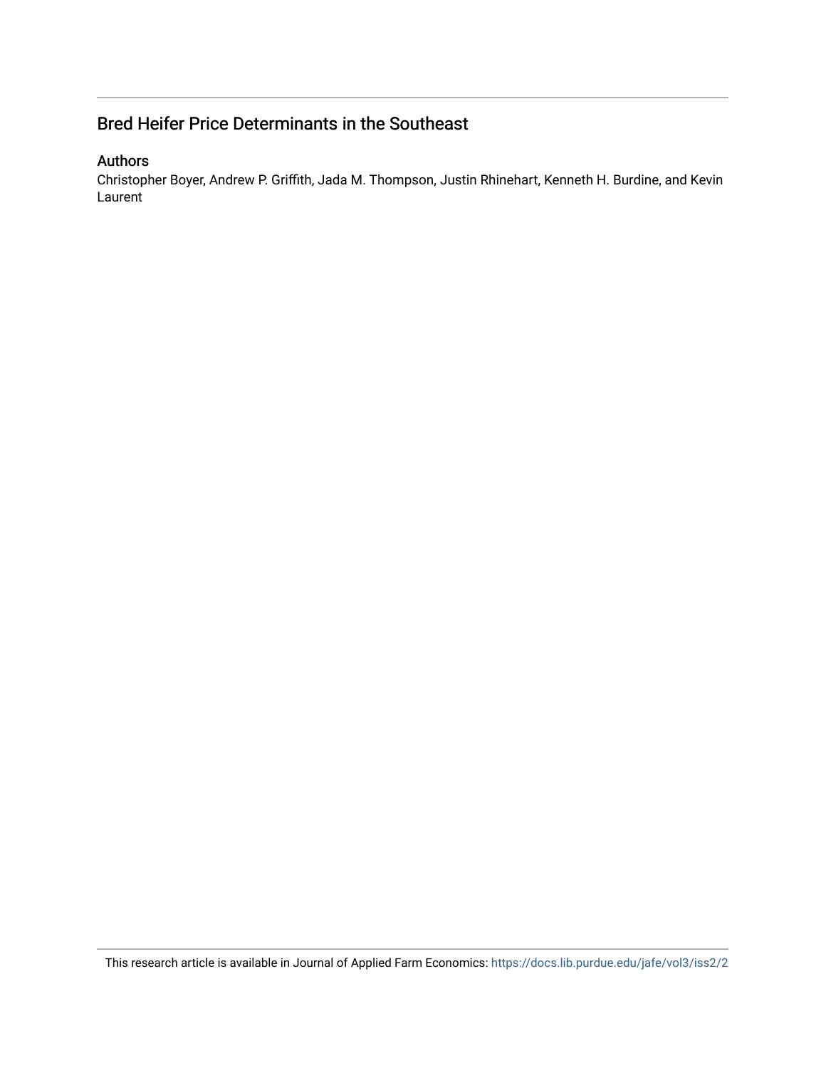## Bred Heifer Price Determinants in the Southeast

### Authors

Christopher Boyer, Andrew P. Griffith, Jada M. Thompson, Justin Rhinehart, Kenneth H. Burdine, and Kevin Laurent

This research article is available in Journal of Applied Farm Economics: https://docs.lib.purdue.edu/jafe/vol3/iss2/2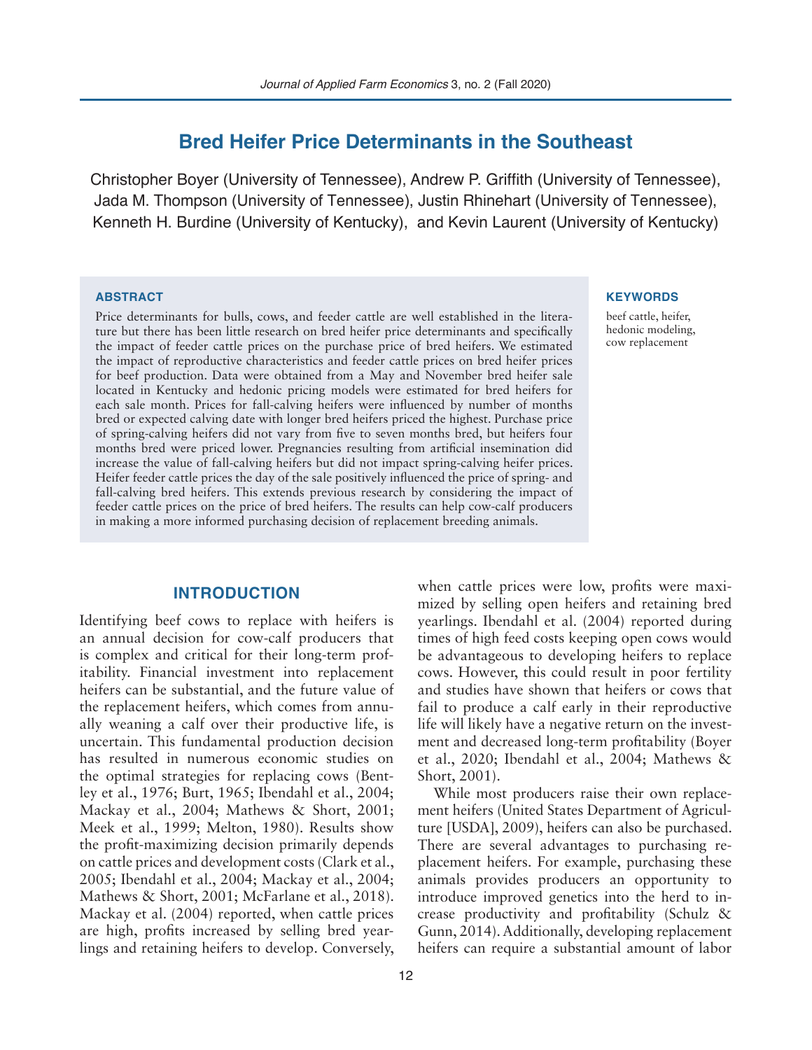# Bred Heifer Price Determinants in the Southeast

Christopher Boyer (University of Tennessee), Andrew P. Griffith (University of Tennessee), Jada M. Thompson (University of Tennessee), Justin Rhinehart (University of Tennessee), Kenneth H. Burdine (University of Kentucky), and Kevin Laurent (University of Kentucky)

### ABSTRACT

Price determinants for bulls, cows, and feeder cattle are well established in the literature but there has been little research on bred heifer price determinants and specifically the impact of feeder cattle prices on the purchase price of bred heifers. We estimated the impact of reproductive characteristics and feeder cattle prices on bred heifer prices for beef production. Data were obtained from a May and November bred heifer sale located in Kentucky and hedonic pricing models were estimated for bred heifers for each sale month. Prices for fall-calving heifers were influenced by number of months bred or expected calving date with longer bred heifers priced the highest. Purchase price of spring-calving heifers did not vary from five to seven months bred, but heifers four months bred were priced lower. Pregnancies resulting from artificial insemination did increase the value of fall-calving heifers but did not impact spring-calving heifer prices. Heifer feeder cattle prices the day of the sale positively influenced the price of spring- and fall-calving bred heifers. This extends previous research by considering the impact of feeder cattle prices on the price of bred heifers. The results can help cow-calf producers in making a more informed purchasing decision of replacement breeding animals.

### KEYWORDS

beef cattle, heifer, hedonic modeling, cow replacement

## INTRODUCTION

Identifying beef cows to replace with heifers is an annual decision for cow-calf producers that is complex and critical for their long-term profitability. Financial investment into replacement heifers can be substantial, and the future value of the replacement heifers, which comes from annually weaning a calf over their productive life, is uncertain. This fundamental production decision has resulted in numerous economic studies on the optimal strategies for replacing cows (Bentley et al., 1976; Burt, 1965; Ibendahl et al., 2004; Mackay et al., 2004; Mathews & Short, 2001; Meek et al., 1999; Melton, 1980). Results show the profit-maximizing decision primarily depends on cattle prices and development costs (Clark et al., 2005; Ibendahl et al., 2004; Mackay et al., 2004; Mathews & Short, 2001; McFarlane et al., 2018). Mackay et al. (2004) reported, when cattle prices are high, profits increased by selling bred yearlings and retaining heifers to develop. Conversely, when cattle prices were low, profits were maximized by selling open heifers and retaining bred yearlings. Ibendahl et al. (2004) reported during times of high feed costs keeping open cows would be advantageous to developing heifers to replace cows. However, this could result in poor fertility and studies have shown that heifers or cows that fail to produce a calf early in their reproductive life will likely have a negative return on the investment and decreased long-term profitability (Boyer et al., 2020; Ibendahl et al., 2004; Mathews & Short, 2001).

While most producers raise their own replacement heifers (United States Department of Agriculture [USDA], 2009), heifers can also be purchased. There are several advantages to purchasing replacement heifers. For example, purchasing these animals provides producers an opportunity to introduce improved genetics into the herd to increase productivity and profitability (Schulz & Gunn, 2014). Additionally, developing replacement heifers can require a substantial amount of labor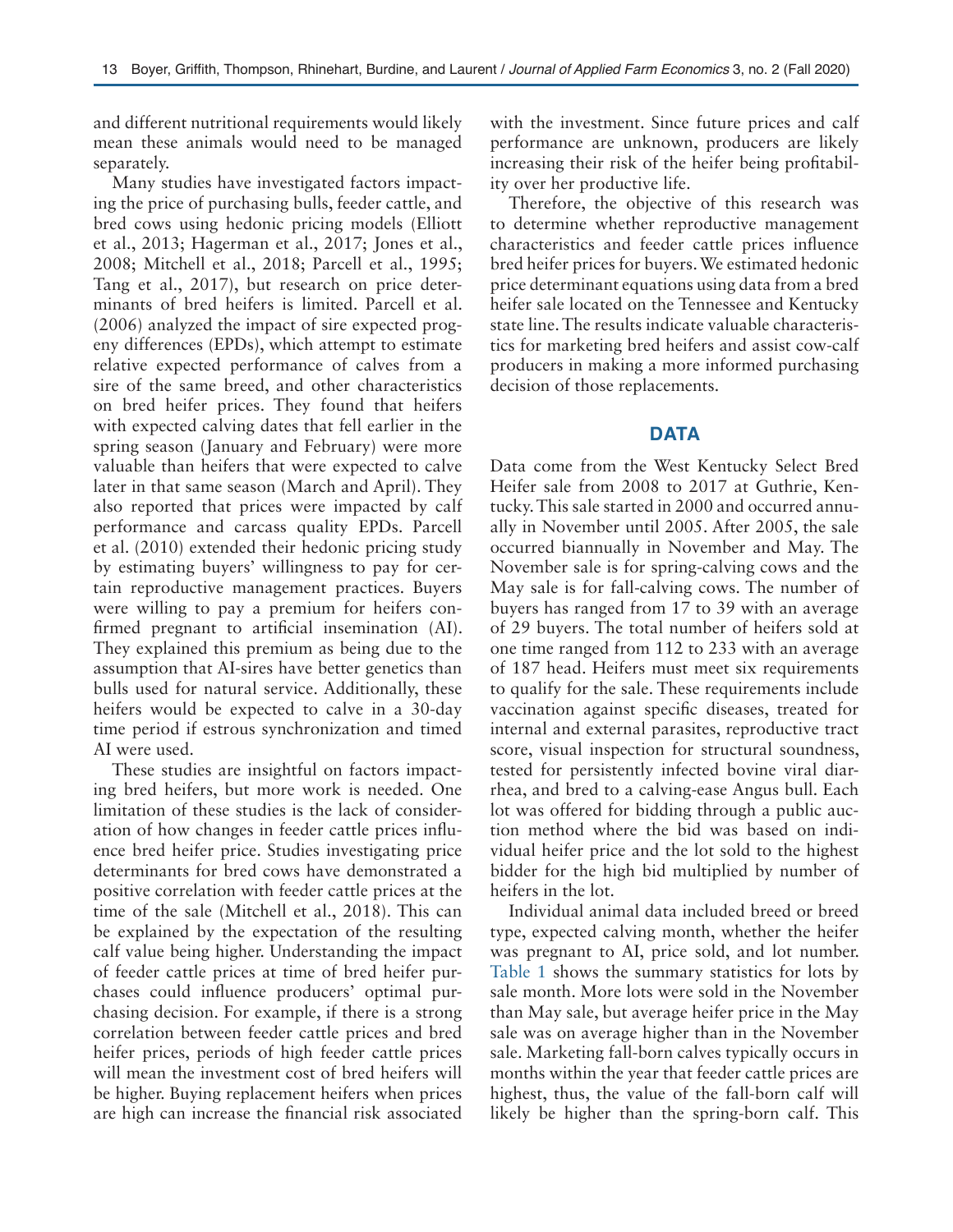and different nutritional requirements would likely mean these animals would need to be managed separately.

Many studies have investigated factors impacting the price of purchasing bulls, feeder cattle, and bred cows using hedonic pricing models (Elliott et al., 2013; Hagerman et al., 2017; Jones et al., 2008; Mitchell et al., 2018; Parcell et al., 1995; Tang et al., 2017), but research on price determinants of bred heifers is limited. Parcell et al. (2006) analyzed the impact of sire expected progeny differences (EPDs), which attempt to estimate relative expected performance of calves from a sire of the same breed, and other characteristics on bred heifer prices. They found that heifers with expected calving dates that fell earlier in the spring season (January and February) were more valuable than heifers that were expected to calve later in that same season (March and April). They also reported that prices were impacted by calf performance and carcass quality EPDs. Parcell et al. (2010) extended their hedonic pricing study by estimating buyers' willingness to pay for certain reproductive management practices. Buyers were willing to pay a premium for heifers confirmed pregnant to artificial insemination (AI). They explained this premium as being due to the assumption that AI-sires have better genetics than bulls used for natural service. Additionally, these heifers would be expected to calve in a 30-day time period if estrous synchronization and timed AI were used.

These studies are insightful on factors impacting bred heifers, but more work is needed. One limitation of these studies is the lack of consideration of how changes in feeder cattle prices influence bred heifer price. Studies investigating price determinants for bred cows have demonstrated a positive correlation with feeder cattle prices at the time of the sale (Mitchell et al., 2018). This can be explained by the expectation of the resulting calf value being higher. Understanding the impact of feeder cattle prices at time of bred heifer purchases could influence producers' optimal purchasing decision. For example, if there is a strong correlation between feeder cattle prices and bred heifer prices, periods of high feeder cattle prices will mean the investment cost of bred heifers will be higher. Buying replacement heifers when prices are high can increase the financial risk associated with the investment. Since future prices and calf performance are unknown, producers are likely increasing their risk of the heifer being profitability over her productive life.

Therefore, the objective of this research was to determine whether reproductive management characteristics and feeder cattle prices influence bred heifer prices for buyers. We estimated hedonic price determinant equations using data from a bred heifer sale located on the Tennessee and Kentucky state line. The results indicate valuable characteristics for marketing bred heifers and assist cow-calf producers in making a more informed purchasing decision of those replacements.

## DATA

Data come from the West Kentucky Select Bred Heifer sale from 2008 to 2017 at Guthrie, Kentucky. This sale started in 2000 and occurred annually in November until 2005. After 2005, the sale occurred biannually in November and May. The November sale is for spring-calving cows and the May sale is for fall-calving cows. The number of buyers has ranged from 17 to 39 with an average of 29 buyers. The total number of heifers sold at one time ranged from 112 to 233 with an average of 187 head. Heifers must meet six requirements to qualify for the sale. These requirements include vaccination against specific diseases, treated for internal and external parasites, reproductive tract score, visual inspection for structural soundness, tested for persistently infected bovine viral diarrhea, and bred to a calving-ease Angus bull. Each lot was offered for bidding through a public auction method where the bid was based on individual heifer price and the lot sold to the highest bidder for the high bid multiplied by number of heifers in the lot.

Individual animal data included breed or breed type, expected calving month, whether the heifer was pregnant to AI, price sold, and lot number. Table 1 shows the summary statistics for lots by sale month. More lots were sold in the November than May sale, but average heifer price in the May sale was on average higher than in the November sale. Marketing fall-born calves typically occurs in months within the year that feeder cattle prices are highest, thus, the value of the fall-born calf will likely be higher than the spring-born calf. This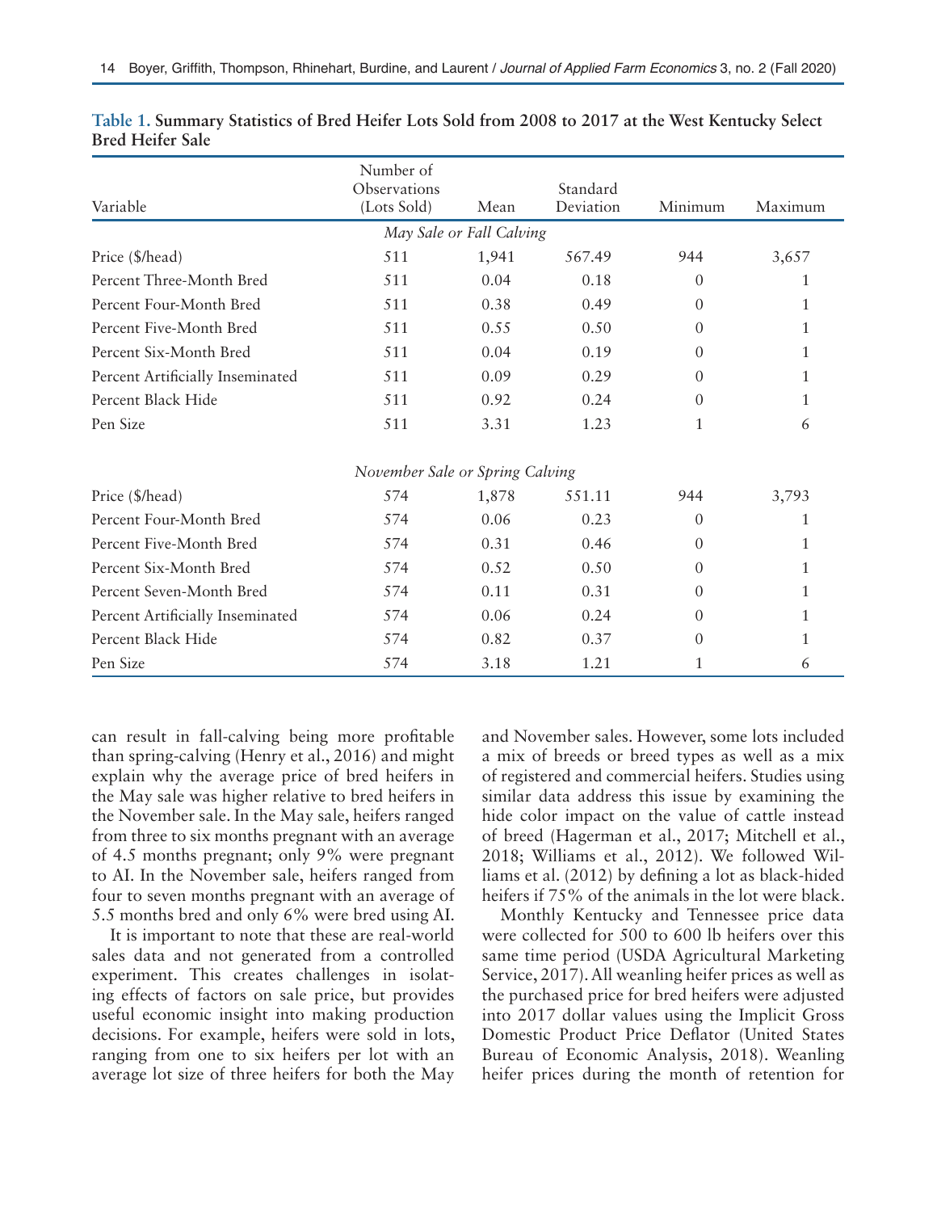**Table 1. Summary Statistics of Bred Heifer Lots Sold from 2008 to 2017 at the West Kentucky Select Bred Heifer Sale**

| Variable | Number of Observations (Lots Sold) | Mean | Standard Deviation | Minimum | Maximum |
|---|---|---|---|---|---|
| | *May Sale or Fall Calving* | | | | |
| Price ($/head) | 511 | 1,941 | 567.49 | 944 | 3,657 |
| Percent Three-Month Bred | 511 | 0.04 | 0.18 | 0 | 1 |
| Percent Four-Month Bred | 511 | 0.38 | 0.49 | 0 | 1 |
| Percent Five-Month Bred | 511 | 0.55 | 0.50 | 0 | 1 |
| Percent Six-Month Bred | 511 | 0.04 | 0.19 | 0 | 1 |
| Percent Artificially Inseminated | 511 | 0.09 | 0.29 | 0 | 1 |
| Percent Black Hide | 511 | 0.92 | 0.24 | 0 | 1 |
| Pen Size | 511 | 3.31 | 1.23 | 1 | 6 |
| | *November Sale or Spring Calving* | | | | |
| Price ($/head) | 574 | 1,878 | 551.11 | 944 | 3,793 |
| Percent Four-Month Bred | 574 | 0.06 | 0.23 | 0 | 1 |
| Percent Five-Month Bred | 574 | 0.31 | 0.46 | 0 | 1 |
| Percent Six-Month Bred | 574 | 0.52 | 0.50 | 0 | 1 |
| Percent Seven-Month Bred | 574 | 0.11 | 0.31 | 0 | 1 |
| Percent Artificially Inseminated | 574 | 0.06 | 0.24 | 0 | 1 |
| Percent Black Hide | 574 | 0.82 | 0.37 | 0 | 1 |
| Pen Size | 574 | 3.18 | 1.21 | 1 | 6 |

can result in fall-calving being more profitable than spring-calving (Henry et al., 2016) and might explain why the average price of bred heifers in the May sale was higher relative to bred heifers in the November sale. In the May sale, heifers ranged from three to six months pregnant with an average of 4.5 months pregnant; only 9% were pregnant to AI. In the November sale, heifers ranged from four to seven months pregnant with an average of 5.5 months bred and only 6% were bred using AI.

It is important to note that these are real-world sales data and not generated from a controlled experiment. This creates challenges in isolating effects of factors on sale price, but provides useful economic insight into making production decisions. For example, heifers were sold in lots, ranging from one to six heifers per lot with an average lot size of three heifers for both the May and November sales. However, some lots included a mix of breeds or breed types as well as a mix of registered and commercial heifers. Studies using similar data address this issue by examining the hide color impact on the value of cattle instead of breed (Hagerman et al., 2017; Mitchell et al., 2018; Williams et al., 2012). We followed Williams et al. (2012) by defining a lot as black-hided heifers if 75% of the animals in the lot were black.

Monthly Kentucky and Tennessee price data were collected for 500 to 600 lb heifers over this same time period (USDA Agricultural Marketing Service, 2017). All weanling heifer prices as well as the purchased price for bred heifers were adjusted into 2017 dollar values using the Implicit Gross Domestic Product Price Deflator (United States Bureau of Economic Analysis, 2018). Weanling heifer prices during the month of retention for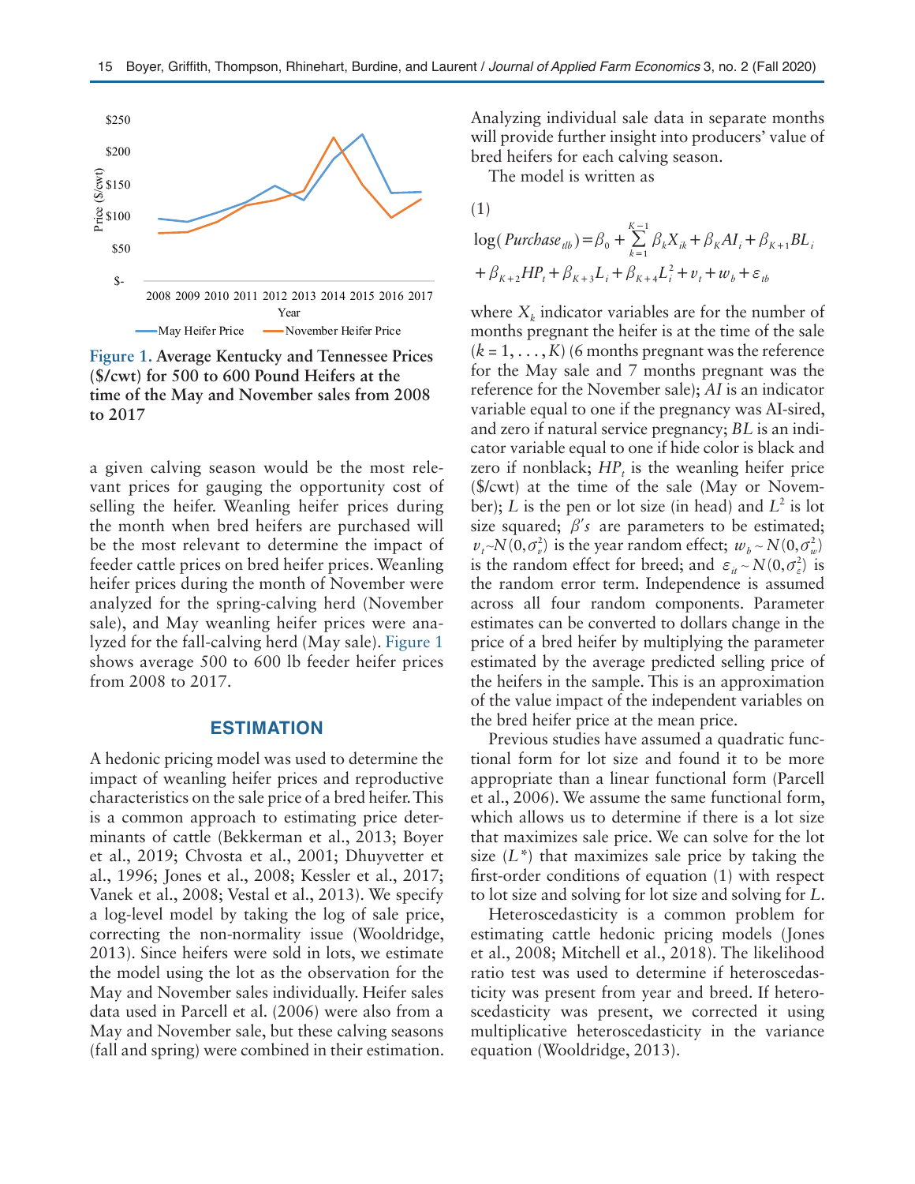Figure 1. Average Kentucky and Tennessee Prices (\$/cwt) for 500 to 600 Pound Heifers at the time of the May and November sales from 2008 to 2017

a given calving season would be the most relevant prices for gauging the opportunity cost of selling the heifer. Weaning heifer prices during the month when bred heifers are purchased will be the most relevant to determine the impact of feeder cattle prices on bred heifer prices. Weaning heifer prices during the month of November were analyzed for the spring-calving herd (November sale), and May weaning heifer prices were analyzed for the fall-calving herd (May sale). Figure 1 shows average 500 to 600 lb feeder heifer prices from 2008 to 2017.

## ESTIMATION

A hedonic pricing model was used to determine the impact of weanling heifer prices and reproductive characteristics on the sale price of a bred heifer. This is a common approach to estimating price determinants of cattle (Bekkerman et al., 2013; Boyer et al., 2019; Chvosta et al., 2001; Dhuyvetter et al., 1996; Jones et al., 2008; Kessler et al., 2017; Vanek et al., 2008; Vestal et al., 2013). We specify a log-level model by taking the log of sale price, correcting the non-normality issue (Wooldridge, 2013). Since heifers were sold in lots, we estimate the model using the lot as the observation for the May and November sales individually. Heifer sales data used in Parcell et al. (2006) were also from a May and November sale, but these calving seasons (fall and spring) were combined in their estimation. Analyzing individual sale data in separate months will provide further insight into producers' value of bred heifers for each calving season.

The model is written as

$$\log(Purchase_{itb}) = \beta_0 + \sum_{k=1}^{K-1} \beta_k X_{ik} + \beta_K AI_i + \beta_{K+1} BL_i + \beta_{K+2} HP_t + \beta_{K+3} L_i + \beta_{K+4} L_i^2 + v_t + w_b + \varepsilon_{tb} \tag{1}$$

where $X_k$ indicator variables are for the number of months pregnant the heifer is at the time of the sale ($k = 1, \ldots, K$) (6 months pregnant was the reference for the May sale and 7 months pregnant was the reference for the November sale); $AI$ is an indicator variable equal to one if the pregnancy was AI-sired, and zero if natural service pregnancy; $BL$ is an indicator variable equal to one if hide color is black and zero if nonblack; $HP_t$ is the weanling heifer price (\$/cwt) at the time of the sale (May or November); $L$ is the pen or lot size (in head) and $L^2$ is lot size squared; $\beta's$ are parameters to be estimated; $v_t \sim N(0, \sigma_v^2)$ is the year random effect; $w_b \sim N(0, \sigma_w^2)$ is the random effect for breed; and $\varepsilon_{it} \sim N(0, \sigma_\varepsilon^2)$ is the random error term. Independence is assumed across all four random components. Parameter estimates can be converted to dollars change in the price of a bred heifer by multiplying the parameter estimated by the average predicted selling price of the heifers in the sample. This is an approximation of the value impact of the independent variables on the bred heifer price at the mean price.

Previous studies have assumed a quadratic functional form for lot size and found it to be more appropriate than a linear functional form (Parcell et al., 2006). We assume the same functional form, which allows us to determine if there is a lot size that maximizes sale price. We can solve for the lot size ($L^*$) that maximizes sale price by taking the first-order conditions of equation (1) with respect to lot size and solving for lot size and solving for $L$.

Heteroscedasticity is a common problem for estimating cattle hedonic pricing models (Jones et al., 2008; Mitchell et al., 2018). The likelihood ratio test was used to determine if heteroscedasticity was present from year and breed. If heteroscedasticity was present, we corrected it using multiplicative heteroscedasticity in the variance equation (Wooldridge, 2013).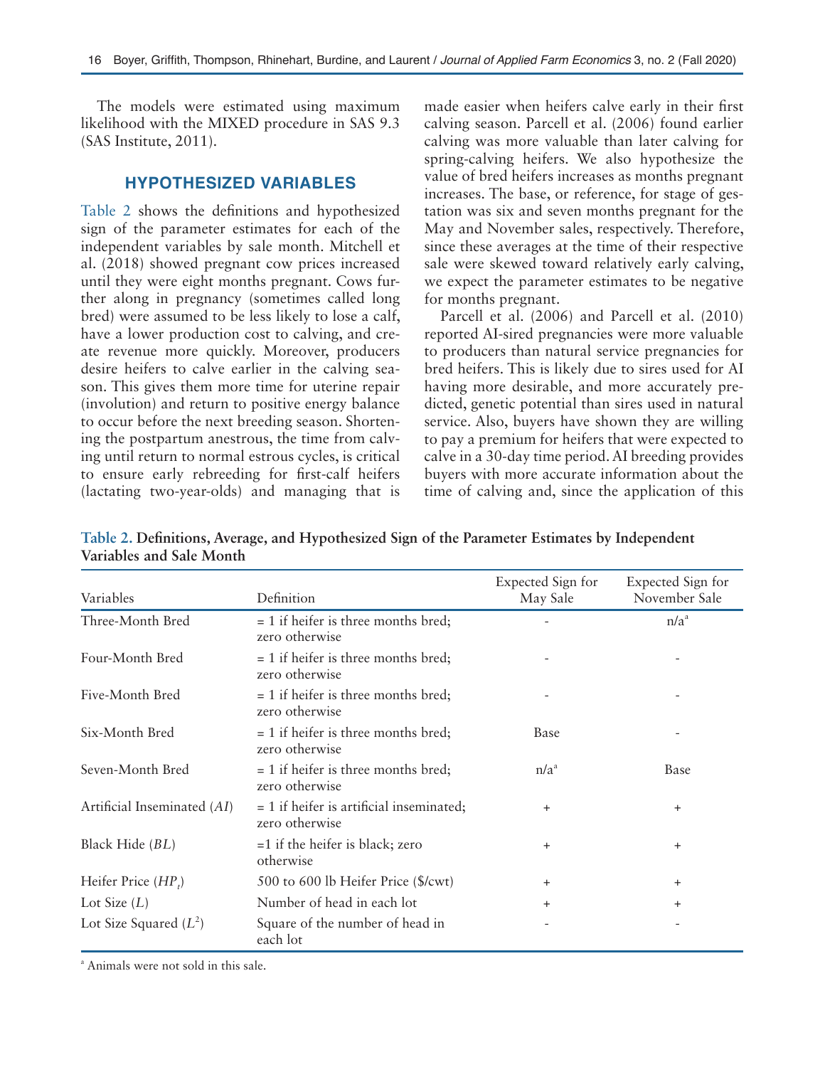The models were estimated using maximum likelihood with the MIXED procedure in SAS 9.3 (SAS Institute, 2011).

## HYPOTHESIZED VARIABLES

Table 2 shows the definitions and hypothesized sign of the parameter estimates for each of the independent variables by sale month. Mitchell et al. (2018) showed pregnant cow prices increased until they were eight months pregnant. Cows further along in pregnancy (sometimes called long bred) were assumed to be less likely to lose a calf, have a lower production cost to calving, and create revenue more quickly. Moreover, producers desire heifers to calve earlier in the calving season. This gives them more time for uterine repair (involution) and return to positive energy balance to occur before the next breeding season. Shortening the postpartum anestrous, the time from calving until return to normal estrous cycles, is critical to ensure early rebreeding for first-calf heifers (lactating two-year-olds) and managing that is made easier when heifers calve early in their first calving season. Parcell et al. (2006) found earlier calving was more valuable than later calving for spring-calving heifers. We also hypothesize the value of bred heifers increases as months pregnant increases. The base, or reference, for stage of gestation was six and seven months pregnant for the May and November sales, respectively. Therefore, since these averages at the time of their respective sale were skewed toward relatively early calving, we expect the parameter estimates to be negative for months pregnant.

Parcell et al. (2006) and Parcell et al. (2010) reported AI-sired pregnancies were more valuable to producers than natural service pregnancies for bred heifers. This is likely due to sires used for AI having more desirable, and more accurately predicted, genetic potential than sires used in natural service. Also, buyers have shown they are willing to pay a premium for heifers that were expected to calve in a 30-day time period. AI breeding provides buyers with more accurate information about the time of calving and, since the application of this

**Table 2. Definitions, Average, and Hypothesized Sign of the Parameter Estimates by Independent Variables and Sale Month**

| Variables | Definition | Expected Sign for May Sale | Expected Sign for November Sale |
|---|---|---|---|
| Three-Month Bred | = 1 if heifer is three months bred; zero otherwise | - | n/a[a] |
| Four-Month Bred | = 1 if heifer is three months bred; zero otherwise | - | - |
| Five-Month Bred | = 1 if heifer is three months bred; zero otherwise | - | - |
| Six-Month Bred | = 1 if heifer is three months bred; zero otherwise | Base | - |
| Seven-Month Bred | = 1 if heifer is three months bred; zero otherwise | n/a[a] | Base |
| Artificial Inseminated (*AI*) | = 1 if heifer is artificial inseminated; zero otherwise | + | + |
| Black Hide (*BL*) | =1 if the heifer is black; zero otherwise | + | + |
| Heifer Price ($HP_t$) | 500 to 600 lb Heifer Price ($/cwt) | + | + |
| Lot Size (*L*) | Number of head in each lot | + | + |
| Lot Size Squared ($L^2$) | Square of the number of head in each lot | - | - |

[a] Animals were not sold in this sale.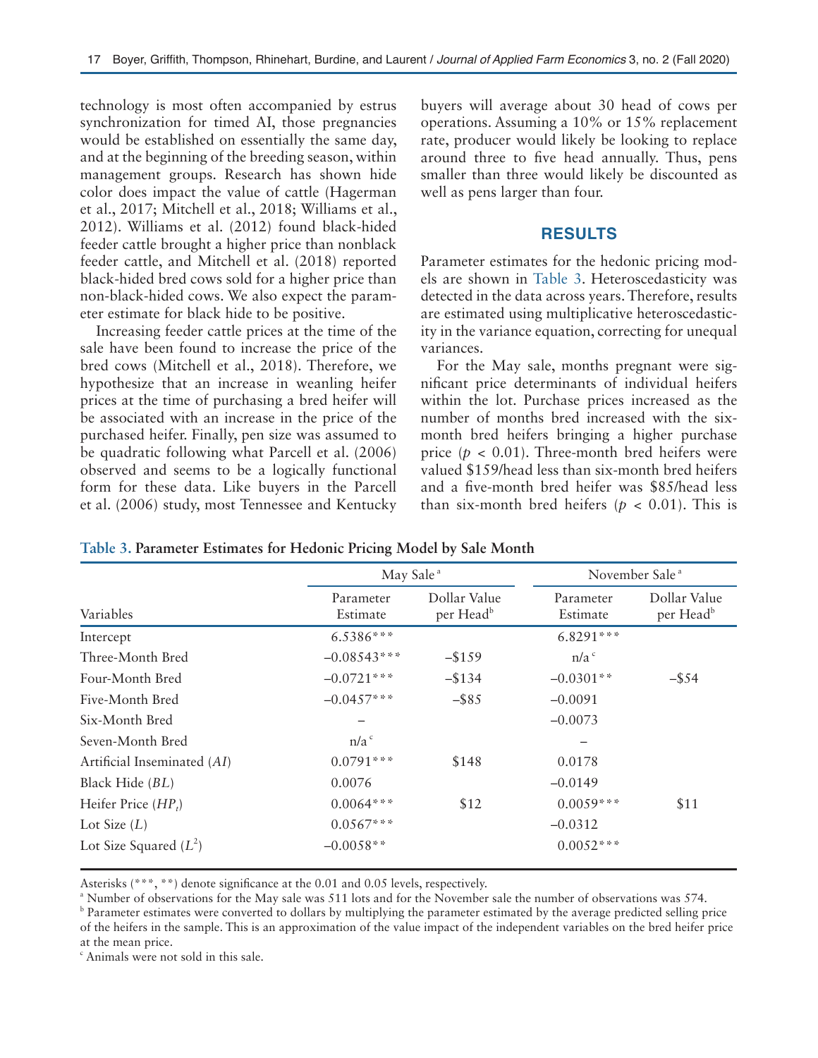technology is most often accompanied by estrus synchronization for timed AI, those pregnancies would be established on essentially the same day, and at the beginning of the breeding season, within management groups. Research has shown hide color does impact the value of cattle (Hagerman et al., 2017; Mitchell et al., 2018; Williams et al., 2012). Williams et al. (2012) found black-hided feeder cattle brought a higher price than nonblack feeder cattle, and Mitchell et al. (2018) reported black-hided bred cows sold for a higher price than non-black-hided cows. We also expect the parameter estimate for black hide to be positive.

Increasing feeder cattle prices at the time of the sale have been found to increase the price of the bred cows (Mitchell et al., 2018). Therefore, we hypothesize that an increase in weanling heifer prices at the time of purchasing a bred heifer will be associated with an increase in the price of the purchased heifer. Finally, pen size was assumed to be quadratic following what Parcell et al. (2006) observed and seems to be a logically functional form for these data. Like buyers in the Parcell et al. (2006) study, most Tennessee and Kentucky buyers will average about 30 head of cows per operations. Assuming a 10% or 15% replacement rate, producer would likely be looking to replace around three to five head annually. Thus, pens smaller than three would likely be discounted as well as pens larger than four.

## RESULTS

Parameter estimates for the hedonic pricing models are shown in Table 3. Heteroscedasticity was detected in the data across years. Therefore, results are estimated using multiplicative heteroscedasticity in the variance equation, correcting for unequal variances.

For the May sale, months pregnant were significant price determinants of individual heifers within the lot. Purchase prices increased as the number of months bred increased with the six-month bred heifers bringing a higher purchase price ($p < 0.01$). Three-month bred heifers were valued \$159/head less than six-month bred heifers and a five-month bred heifer was \$85/head less than six-month bred heifers ($p < 0.01$). This is

**Table 3. Parameter Estimates for Hedonic Pricing Model by Sale Month**

| | May Sale[a] | | November Sale[a] | |
|---|---|---|---|---|
| Variables | Parameter Estimate | Dollar Value per Head[b] | Parameter Estimate | Dollar Value per Head[b] |
| Intercept | 6.5386*** | | 6.8291*** | |
| Three-Month Bred | −0.08543*** | −\$159 | n/a[c] | |
| Four-Month Bred | −0.0721*** | −\$134 | −0.0301** | −\$54 |
| Five-Month Bred | −0.0457*** | −\$85 | −0.0091 | |
| Six-Month Bred | – | | −0.0073 | |
| Seven-Month Bred | n/a[c] | | – | |
| Artificial Inseminated (*AI*) | 0.0791*** | \$148 | 0.0178 | |
| Black Hide (*BL*) | 0.0076 | | −0.0149 | |
| Heifer Price ($HP_t$) | 0.0064*** | \$12 | 0.0059*** | \$11 |
| Lot Size ($L$) | 0.0567*** | | −0.0312 | |
| Lot Size Squared ($L^2$) | −0.0058** | | 0.0052*** | |

Asterisks (***, **) denote significance at the 0.01 and 0.05 levels, respectively.

[a] Number of observations for the May sale was 511 lots and for the November sale the number of observations was 574.

[b] Parameter estimates were converted to dollars by multiplying the parameter estimated by the average predicted selling price of the heifers in the sample. This is an approximation of the value impact of the independent variables on the bred heifer price at the mean price.

[c] Animals were not sold in this sale.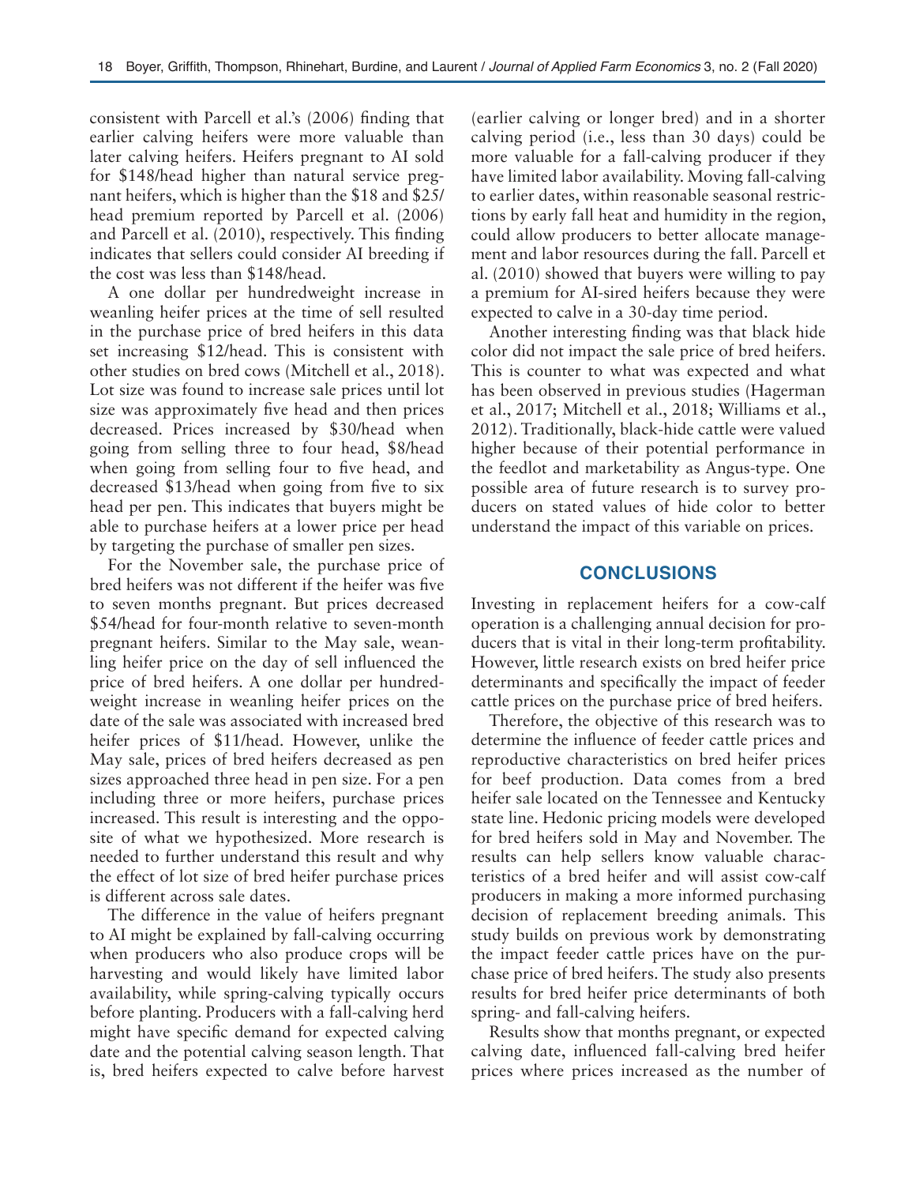consistent with Parcell et al.'s (2006) finding that earlier calving heifers were more valuable than later calving heifers. Heifers pregnant to AI sold for $148/head higher than natural service pregnant heifers, which is higher than the $18 and $25/head premium reported by Parcell et al. (2006) and Parcell et al. (2010), respectively. This finding indicates that sellers could consider AI breeding if the cost was less than $148/head.

A one dollar per hundredweight increase in weanling heifer prices at the time of sell resulted in the purchase price of bred heifers in this data set increasing $12/head. This is consistent with other studies on bred cows (Mitchell et al., 2018). Lot size was found to increase sale prices until lot size was approximately five head and then prices decreased. Prices increased by $30/head when going from selling three to four head, $8/head when going from selling four to five head, and decreased $13/head when going from five to six head per pen. This indicates that buyers might be able to purchase heifers at a lower price per head by targeting the purchase of smaller pen sizes.

For the November sale, the purchase price of bred heifers was not different if the heifer was five to seven months pregnant. But prices decreased $54/head for four-month relative to seven-month pregnant heifers. Similar to the May sale, weanling heifer price on the day of sell influenced the price of bred heifers. A one dollar per hundredweight increase in weanling heifer prices on the date of the sale was associated with increased bred heifer prices of $11/head. However, unlike the May sale, prices of bred heifers decreased as pen sizes approached three head in pen size. For a pen including three or more heifers, purchase prices increased. This result is interesting and the opposite of what we hypothesized. More research is needed to further understand this result and why the effect of lot size of bred heifer purchase prices is different across sale dates.

The difference in the value of heifers pregnant to AI might be explained by fall-calving occurring when producers who also produce crops will be harvesting and would likely have limited labor availability, while spring-calving typically occurs before planting. Producers with a fall-calving herd might have specific demand for expected calving date and the potential calving season length. That is, bred heifers expected to calve before harvest (earlier calving or longer bred) and in a shorter calving period (i.e., less than 30 days) could be more valuable for a fall-calving producer if they have limited labor availability. Moving fall-calving to earlier dates, within reasonable seasonal restrictions by early fall heat and humidity in the region, could allow producers to better allocate management and labor resources during the fall. Parcell et al. (2010) showed that buyers were willing to pay a premium for AI-sired heifers because they were expected to calve in a 30-day time period.

Another interesting finding was that black hide color did not impact the sale price of bred heifers. This is counter to what was expected and what has been observed in previous studies (Hagerman et al., 2017; Mitchell et al., 2018; Williams et al., 2012). Traditionally, black-hide cattle were valued higher because of their potential performance in the feedlot and marketability as Angus-type. One possible area of future research is to survey producers on stated values of hide color to better understand the impact of this variable on prices.

## CONCLUSIONS

Investing in replacement heifers for a cow-calf operation is a challenging annual decision for producers that is vital in their long-term profitability. However, little research exists on bred heifer price determinants and specifically the impact of feeder cattle prices on the purchase price of bred heifers.

Therefore, the objective of this research was to determine the influence of feeder cattle prices and reproductive characteristics on bred heifer prices for beef production. Data comes from a bred heifer sale located on the Tennessee and Kentucky state line. Hedonic pricing models were developed for bred heifers sold in May and November. The results can help sellers know valuable characteristics of a bred heifer and will assist cow-calf producers in making a more informed purchasing decision of replacement breeding animals. This study builds on previous work by demonstrating the impact feeder cattle prices have on the purchase price of bred heifers. The study also presents results for bred heifer price determinants of both spring- and fall-calving heifers.

Results show that months pregnant, or expected calving date, influenced fall-calving bred heifer prices where prices increased as the number of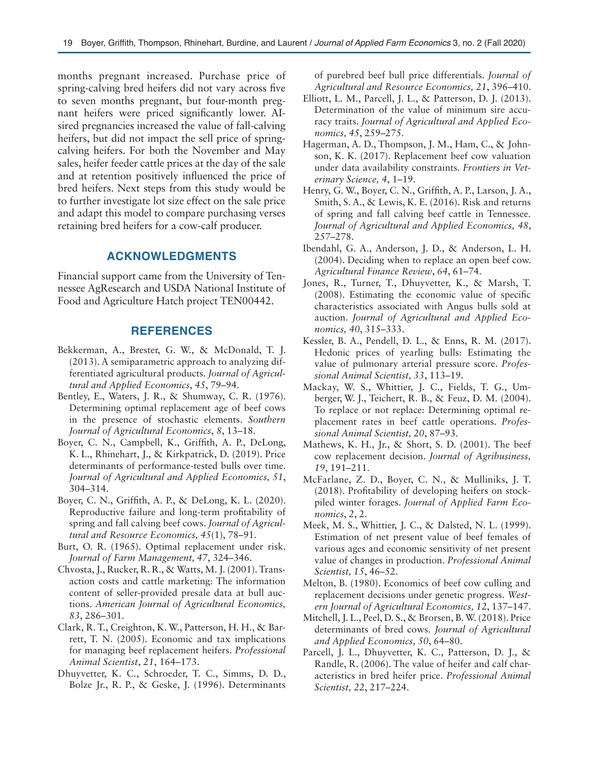months pregnant increased. Purchase price of spring-calving bred heifers did not vary across five to seven months pregnant, but four-month pregnant heifers were priced significantly lower. AI-sired pregnancies increased the value of fall-calving heifers, but did not impact the sell price of spring-calving heifers. For both the November and May sales, heifer feeder cattle prices at the day of the sale and at retention positively influenced the price of bred heifers. Next steps from this study would be to further investigate lot size effect on the sale price and adapt this model to compare purchasing verses retaining bred heifers for a cow-calf producer.

## ACKNOWLEDGMENTS

Financial support came from the University of Tennessee AgResearch and USDA National Institute of Food and Agriculture Hatch project TEN00442.

## REFERENCES

Bekkerman, A., Brester, G. W., & McDonald, T. J. (2013). A semiparametric approach to analyzing differentiated agricultural products. *Journal of Agricultural and Applied Economics*, *45*, 79–94.

Bentley, E., Waters, J. R., & Shumway, C. R. (1976). Determining optimal replacement age of beef cows in the presence of stochastic elements. *Southern Journal of Agricultural Economics*, *8*, 13–18.

Boyer, C. N., Campbell, K., Griffith, A. P., DeLong, K. L., Rhinehart, J., & Kirkpatrick, D. (2019). Price determinants of performance-tested bulls over time. *Journal of Agricultural and Applied Economics, 51*, 304–314.

Boyer, C. N., Griffith, A. P., & DeLong, K. L. (2020). Reproductive failure and long-term profitability of spring and fall calving beef cows. *Journal of Agricultural and Resource Economics, 45*(1), 78–91.

Burt, O. R. (1965). Optimal replacement under risk. *Journal of Farm Management, 47*, 324–346.

Chvosta, J., Rucker, R. R., & Watts, M. J. (2001). Transaction costs and cattle marketing: The information content of seller-provided presale data at bull auctions. *American Journal of Agricultural Economics, 83*, 286–301.

Clark, R. T., Creighton, K. W., Patterson, H. H., & Barrett, T. N. (2005). Economic and tax implications for managing beef replacement heifers. *Professional Animal Scientist*, *21*, 164–173.

Dhuyvetter, K. C., Schroeder, T. C., Simms, D. D., Bolze Jr., R. P., & Geske, J. (1996). Determinants of purebred beef bull price differentials. *Journal of Agricultural and Resource Economics, 21*, 396–410.

Elliott, L. M., Parcell, J. L., & Patterson, D. J. (2013). Determination of the value of minimum sire accuracy traits. *Journal of Agricultural and Applied Economics, 45*, 259–275.

Hagerman, A. D., Thompson, J. M., Ham, C., & Johnson, K. K. (2017). Replacement beef cow valuation under data availability constraints. *Frontiers in Veterinary Science, 4*, 1–19.

Henry, G. W., Boyer, C. N., Griffith, A. P., Larson, J. A., Smith, S. A., & Lewis, K. E. (2016). Risk and returns of spring and fall calving beef cattle in Tennessee. *Journal of Agricultural and Applied Economics, 48*, 257–278.

Ibendahl, G. A., Anderson, J. D., & Anderson, L. H. (2004). Deciding when to replace an open beef cow. *Agricultural Finance Review*, *64*, 61–74.

Jones, R., Turner, T., Dhuyvetter, K., & Marsh, T. (2008). Estimating the economic value of specific characteristics associated with Angus bulls sold at auction. *Journal of Agricultural and Applied Economics, 40*, 315–333.

Kessler, B. A., Pendell, D. L., & Enns, R. M. (2017). Hedonic prices of yearling bulls: Estimating the value of pulmonary arterial pressure score. *Professional Animal Scientist, 33*, 113–19.

Mackay, W. S., Whittier, J. C., Fields, T. G., Umberger, W. J., Teichert, R. B., & Feuz, D. M. (2004). To replace or not replace: Determining optimal replacement rates in beef cattle operations. *Professional Animal Scientist, 20*, 87–93.

Mathews, K. H., Jr., & Short, S. D. (2001). The beef cow replacement decision. *Journal of Agribusiness, 19*, 191–211.

McFarlane, Z. D., Boyer, C. N., & Mulliniks, J. T. (2018). Profitability of developing heifers on stockpiled winter forages. *Journal of Applied Farm Economics*, *2*, 2.

Meek, M. S., Whittier, J. C., & Dalsted, N. L. (1999). Estimation of net present value of beef females of various ages and economic sensitivity of net present value of changes in production. *Professional Animal Scientist, 15*, 46–52.

Melton, B. (1980). Economics of beef cow culling and replacement decisions under genetic progress. *Western Journal of Agricultural Economics, 12*, 137–147.

Mitchell, J. L., Peel, D. S., & Brorsen, B. W. (2018). Price determinants of bred cows. *Journal of Agricultural and Applied Economics, 50*, 64–80.

Parcell, J. L., Dhuyvetter, K. C., Patterson, D. J., & Randle, R. (2006). The value of heifer and calf characteristics in bred heifer price. *Professional Animal Scientist, 22*, 217–224.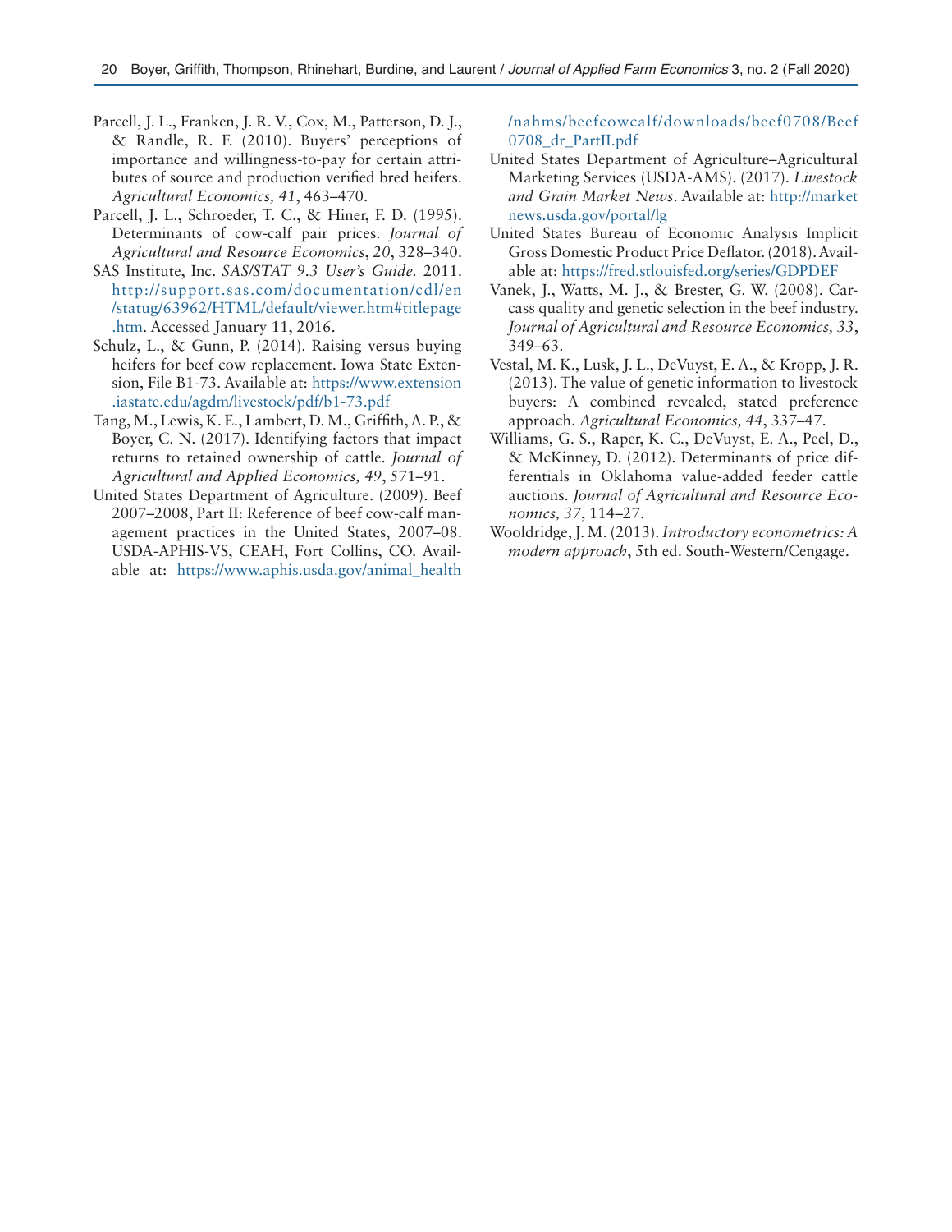Parcell, J. L., Franken, J. R. V., Cox, M., Patterson, D. J., & Randle, R. F. (2010). Buyers' perceptions of importance and willingness-to-pay for certain attributes of source and production verified bred heifers. *Agricultural Economics, 41*, 463–470.

Parcell, J. L., Schroeder, T. C., & Hiner, F. D. (1995). Determinants of cow-calf pair prices. *Journal of Agricultural and Resource Economics*, *20*, 328–340.

SAS Institute, Inc. *SAS/STAT 9.3 User's Guide.* 2011. http://support.sas.com/documentation/cdl/en/statug/63962/HTML/default/viewer.htm#titlepage.htm. Accessed January 11, 2016.

Schulz, L., & Gunn, P. (2014). Raising versus buying heifers for beef cow replacement. Iowa State Extension, File B1-73. Available at: https://www.extension.iastate.edu/agdm/livestock/pdf/b1-73.pdf

Tang, M., Lewis, K. E., Lambert, D. M., Griffith, A. P., & Boyer, C. N. (2017). Identifying factors that impact returns to retained ownership of cattle. *Journal of Agricultural and Applied Economics, 49*, 571–91.

United States Department of Agriculture. (2009). Beef 2007–2008, Part II: Reference of beef cow-calf management practices in the United States, 2007–08. USDA-APHIS-VS, CEAH, Fort Collins, CO. Available at: https://www.aphis.usda.gov/animal_health/nahms/beefcowcalf/downloads/beef0708/Beef0708_dr_PartII.pdf

United States Department of Agriculture–Agricultural Marketing Services (USDA-AMS). (2017). *Livestock and Grain Market News*. Available at: http://marketnews.usda.gov/portal/lg

United States Bureau of Economic Analysis Implicit Gross Domestic Product Price Deflator. (2018). Available at: https://fred.stlouisfed.org/series/GDPDEF

Vanek, J., Watts, M. J., & Brester, G. W. (2008). Carcass quality and genetic selection in the beef industry. *Journal of Agricultural and Resource Economics, 33*, 349–63.

Vestal, M. K., Lusk, J. L., DeVuyst, E. A., & Kropp, J. R. (2013). The value of genetic information to livestock buyers: A combined revealed, stated preference approach. *Agricultural Economics, 44*, 337–47.

Williams, G. S., Raper, K. C., DeVuyst, E. A., Peel, D., & McKinney, D. (2012). Determinants of price differentials in Oklahoma value-added feeder cattle auctions. *Journal of Agricultural and Resource Economics, 37*, 114–27.

Wooldridge, J. M. (2013). *Introductory econometrics: A modern approach*, 5th ed. South-Western/Cengage.